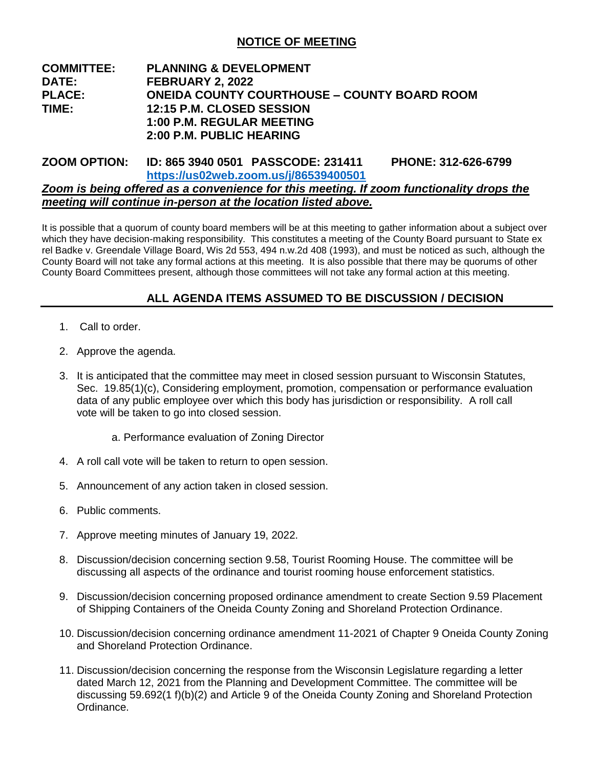# NOTICE OF MEETING

**COMMITTEE:** PLANNING & DEVELOPMENT
**DATE:** FEBRUARY 2, 2022
**PLACE:** ONEIDA COUNTY COURTHOUSE – COUNTY BOARD ROOM
**TIME:** 12:15 P.M. CLOSED SESSION
1:00 P.M. REGULAR MEETING
2:00 P.M. PUBLIC HEARING

**ZOOM OPTION:** ID: 865 3940 0501 PASSCODE: 231411 PHONE: 312-626-6799
https://us02web.zoom.us/j/86539400501

***Zoom is being offered as a convenience for this meeting. If zoom functionality drops the meeting will continue in-person at the location listed above.***

It is possible that a quorum of county board members will be at this meeting to gather information about a subject over which they have decision-making responsibility. This constitutes a meeting of the County Board pursuant to State ex rel Badke v. Greendale Village Board, Wis 2d 553, 494 n.w.2d 408 (1993), and must be noticed as such, although the County Board will not take any formal actions at this meeting. It is also possible that there may be quorums of other County Board Committees present, although those committees will not take any formal action at this meeting.

## ALL AGENDA ITEMS ASSUMED TO BE DISCUSSION / DECISION

1. Call to order.
2. Approve the agenda.
3. It is anticipated that the committee may meet in closed session pursuant to Wisconsin Statutes, Sec. 19.85(1)(c), Considering employment, promotion, compensation or performance evaluation data of any public employee over which this body has jurisdiction or responsibility. A roll call vote will be taken to go into closed session.

   a. Performance evaluation of Zoning Director

4. A roll call vote will be taken to return to open session.
5. Announcement of any action taken in closed session.
6. Public comments.
7. Approve meeting minutes of January 19, 2022.
8. Discussion/decision concerning section 9.58, Tourist Rooming House. The committee will be discussing all aspects of the ordinance and tourist rooming house enforcement statistics.
9. Discussion/decision concerning proposed ordinance amendment to create Section 9.59 Placement of Shipping Containers of the Oneida County Zoning and Shoreland Protection Ordinance.
10. Discussion/decision concerning ordinance amendment 11-2021 of Chapter 9 Oneida County Zoning and Shoreland Protection Ordinance.
11. Discussion/decision concerning the response from the Wisconsin Legislature regarding a letter dated March 12, 2021 from the Planning and Development Committee. The committee will be discussing 59.692(1 f)(b)(2) and Article 9 of the Oneida County Zoning and Shoreland Protection Ordinance.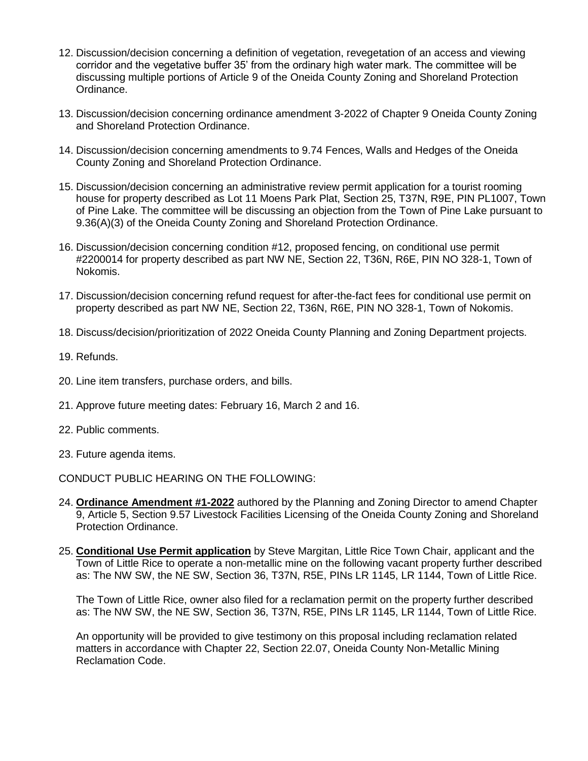12. Discussion/decision concerning a definition of vegetation, revegetation of an access and viewing corridor and the vegetative buffer 35' from the ordinary high water mark. The committee will be discussing multiple portions of Article 9 of the Oneida County Zoning and Shoreland Protection Ordinance.

13. Discussion/decision concerning ordinance amendment 3-2022 of Chapter 9 Oneida County Zoning and Shoreland Protection Ordinance.

14. Discussion/decision concerning amendments to 9.74 Fences, Walls and Hedges of the Oneida County Zoning and Shoreland Protection Ordinance.

15. Discussion/decision concerning an administrative review permit application for a tourist rooming house for property described as Lot 11 Moens Park Plat, Section 25, T37N, R9E, PIN PL1007, Town of Pine Lake. The committee will be discussing an objection from the Town of Pine Lake pursuant to 9.36(A)(3) of the Oneida County Zoning and Shoreland Protection Ordinance.

16. Discussion/decision concerning condition #12, proposed fencing, on conditional use permit #2200014 for property described as part NW NE, Section 22, T36N, R6E, PIN NO 328-1, Town of Nokomis.

17. Discussion/decision concerning refund request for after-the-fact fees for conditional use permit on property described as part NW NE, Section 22, T36N, R6E, PIN NO 328-1, Town of Nokomis.

18. Discuss/decision/prioritization of 2022 Oneida County Planning and Zoning Department projects.

19. Refunds.

20. Line item transfers, purchase orders, and bills.

21. Approve future meeting dates: February 16, March 2 and 16.

22. Public comments.

23. Future agenda items.

CONDUCT PUBLIC HEARING ON THE FOLLOWING:

24. **Ordinance Amendment #1-2022** authored by the Planning and Zoning Director to amend Chapter 9, Article 5, Section 9.57 Livestock Facilities Licensing of the Oneida County Zoning and Shoreland Protection Ordinance.

25. **Conditional Use Permit application** by Steve Margitan, Little Rice Town Chair, applicant and the Town of Little Rice to operate a non-metallic mine on the following vacant property further described as: The NW SW, the NE SW, Section 36, T37N, R5E, PINs LR 1145, LR 1144, Town of Little Rice.

    The Town of Little Rice, owner also filed for a reclamation permit on the property further described as: The NW SW, the NE SW, Section 36, T37N, R5E, PINs LR 1145, LR 1144, Town of Little Rice.

    An opportunity will be provided to give testimony on this proposal including reclamation related matters in accordance with Chapter 22, Section 22.07, Oneida County Non-Metallic Mining Reclamation Code.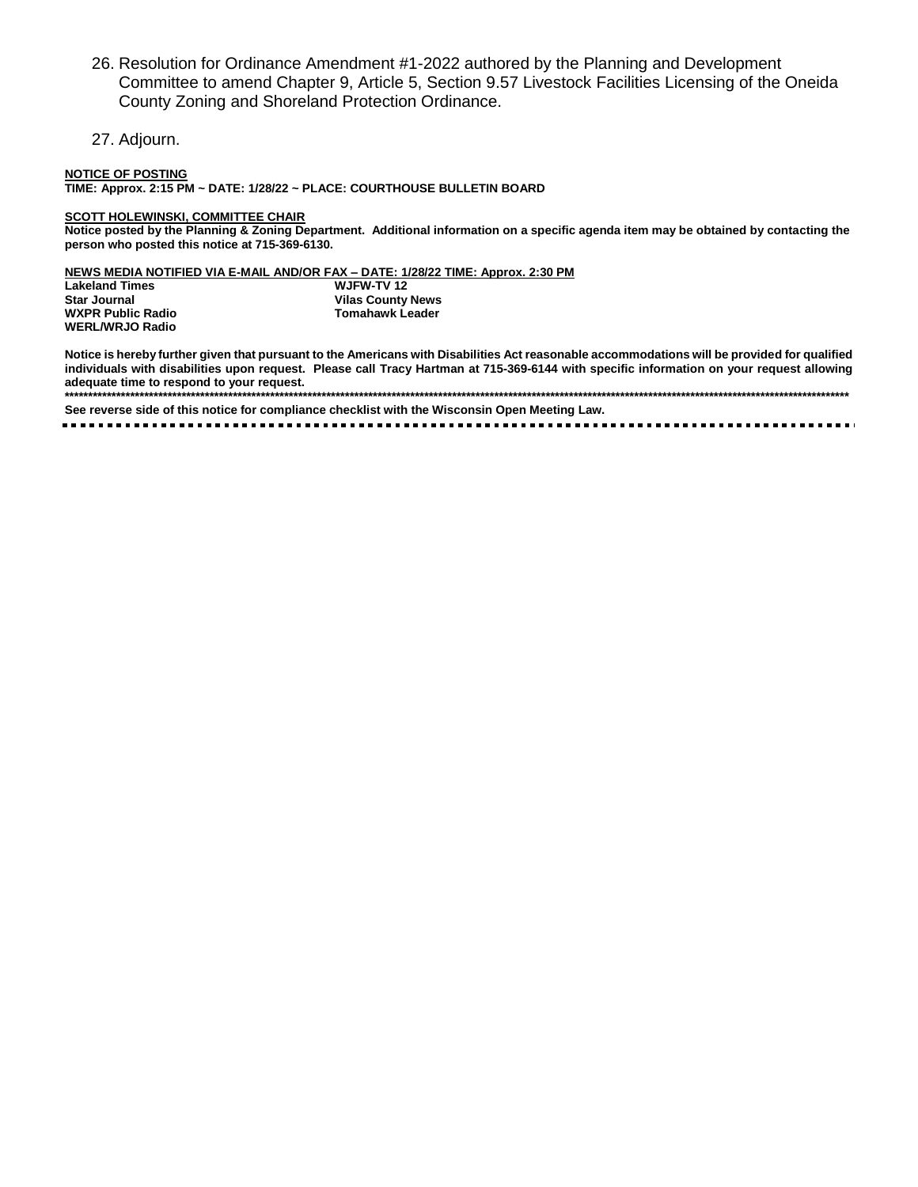26. Resolution for Ordinance Amendment #1-2022 authored by the Planning and Development Committee to amend Chapter 9, Article 5, Section 9.57 Livestock Facilities Licensing of the Oneida County Zoning and Shoreland Protection Ordinance.

27. Adjourn.

**NOTICE OF POSTING**
**TIME: Approx. 2:15 PM ~ DATE: 1/28/22 ~ PLACE: COURTHOUSE BULLETIN BOARD**

**SCOTT HOLEWINSKI, COMMITTEE CHAIR**
**Notice posted by the Planning & Zoning Department. Additional information on a specific agenda item may be obtained by contacting the person who posted this notice at 715-369-6130.**

**NEWS MEDIA NOTIFIED VIA E-MAIL AND/OR FAX – DATE: 1/28/22 TIME: Approx. 2:30 PM**

| | |
|---|---|
| **Lakeland Times** | **WJFW-TV 12** |
| **Star Journal** | **Vilas County News** |
| **WXPR Public Radio** | **Tomahawk Leader** |
| **WERL/WRJO Radio** | |

**Notice is hereby further given that pursuant to the Americans with Disabilities Act reasonable accommodations will be provided for qualified individuals with disabilities upon request. Please call Tracy Hartman at 715-369-6144 with specific information on your request allowing adequate time to respond to your request.**

**See reverse side of this notice for compliance checklist with the Wisconsin Open Meeting Law.**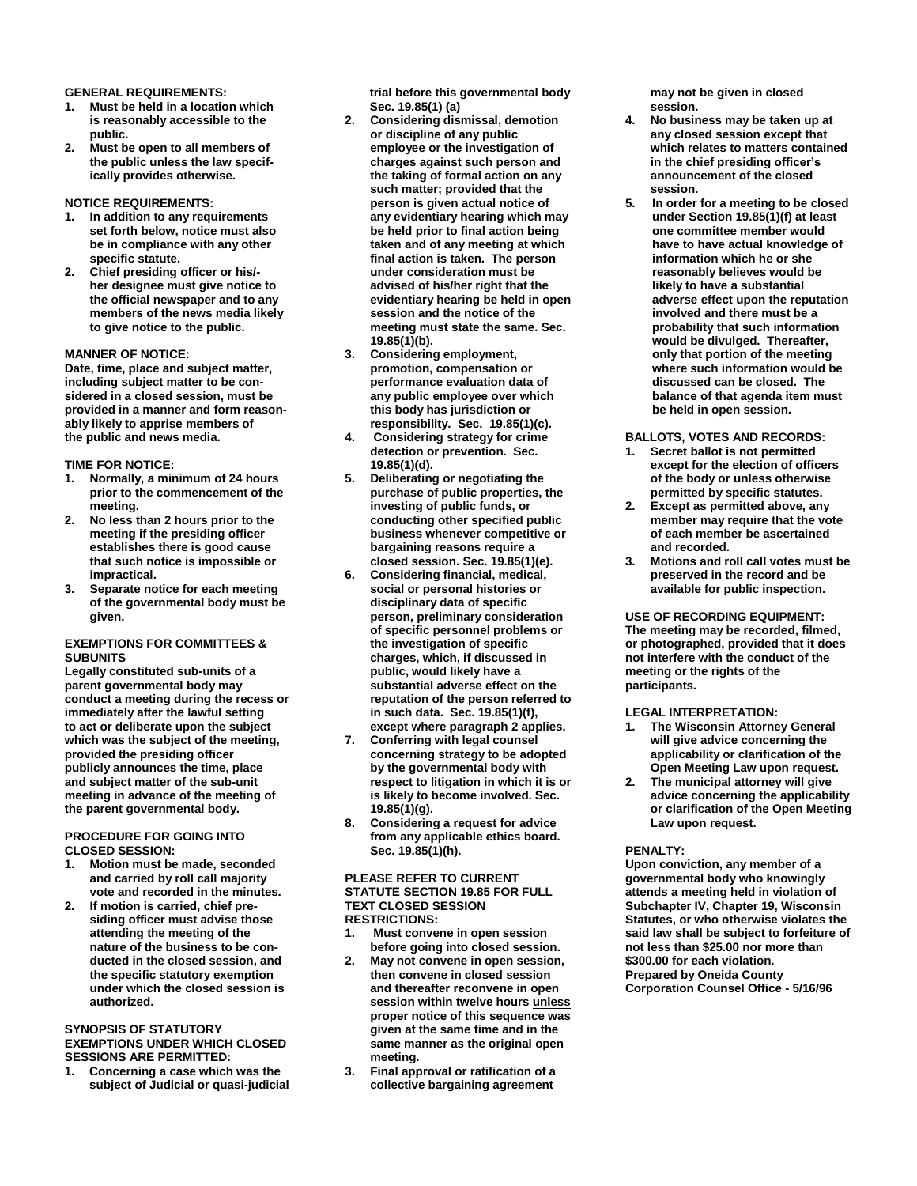**GENERAL REQUIREMENTS:**

1. **Must be held in a location which is reasonably accessible to the public.**
2. **Must be open to all members of the public unless the law specifically provides otherwise.**

**NOTICE REQUIREMENTS:**

1. **In addition to any requirements set forth below, notice must also be in compliance with any other specific statute.**
2. **Chief presiding officer or his/-her designee must give notice to the official newspaper and to any members of the news media likely to give notice to the public.**

**MANNER OF NOTICE:**

**Date, time, place and subject matter, including subject matter to be considered in a closed session, must be provided in a manner and form reasonably likely to apprise members of the public and news media.**

**TIME FOR NOTICE:**

1. **Normally, a minimum of 24 hours prior to the commencement of the meeting.**
2. **No less than 2 hours prior to the meeting if the presiding officer establishes there is good cause that such notice is impossible or impractical.**
3. **Separate notice for each meeting of the governmental body must be given.**

**EXEMPTIONS FOR COMMITTEES & SUBUNITS**

**Legally constituted sub-units of a parent governmental body may conduct a meeting during the recess or immediately after the lawful setting to act or deliberate upon the subject which was the subject of the meeting, provided the presiding officer publicly announces the time, place and subject matter of the sub-unit meeting in advance of the meeting of the parent governmental body.**

**PROCEDURE FOR GOING INTO CLOSED SESSION:**

1. **Motion must be made, seconded and carried by roll call majority vote and recorded in the minutes.**
2. **If motion is carried, chief presiding officer must advise those attending the meeting of the nature of the business to be conducted in the closed session, and the specific statutory exemption under which the closed session is authorized.**

**SYNOPSIS OF STATUTORY EXEMPTIONS UNDER WHICH CLOSED SESSIONS ARE PERMITTED:**

1. **Concerning a case which was the subject of Judicial or quasi-judicial trial before this governmental body Sec. 19.85(1) (a)**
2. **Considering dismissal, demotion or discipline of any public employee or the investigation of charges against such person and the taking of formal action on any such matter; provided that the person is given actual notice of any evidentiary hearing which may be held prior to final action being taken and of any meeting at which final action is taken. The person under consideration must be advised of his/her right that the evidentiary hearing be held in open session and the notice of the meeting must state the same. Sec. 19.85(1)(b).**
3. **Considering employment, promotion, compensation or performance evaluation data of any public employee over which this body has jurisdiction or responsibility. Sec. 19.85(1)(c).**
4. **Considering strategy for crime detection or prevention. Sec. 19.85(1)(d).**
5. **Deliberating or negotiating the purchase of public properties, the investing of public funds, or conducting other specified public business whenever competitive or bargaining reasons require a closed session. Sec. 19.85(1)(e).**
6. **Considering financial, medical, social or personal histories or disciplinary data of specific person, preliminary consideration of specific personnel problems or the investigation of specific charges, which, if discussed in public, would likely have a substantial adverse effect on the reputation of the person referred to in such data. Sec. 19.85(1)(f), except where paragraph 2 applies.**
7. **Conferring with legal counsel concerning strategy to be adopted by the governmental body with respect to litigation in which it is or is likely to become involved. Sec. 19.85(1)(g).**
8. **Considering a request for advice from any applicable ethics board. Sec. 19.85(1)(h).**

**PLEASE REFER TO CURRENT STATUTE SECTION 19.85 FOR FULL TEXT CLOSED SESSION RESTRICTIONS:**

1. **Must convene in open session before going into closed session.**
2. **May not convene in open session, then convene in closed session and thereafter reconvene in open session within twelve hours unless proper notice of this sequence was given at the same time and in the same manner as the original open meeting.**
3. **Final approval or ratification of a collective bargaining agreement may not be given in closed session.**
4. **No business may be taken up at any closed session except that which relates to matters contained in the chief presiding officer's announcement of the closed session.**
5. **In order for a meeting to be closed under Section 19.85(1)(f) at least one committee member would have to have actual knowledge of information which he or she reasonably believes would be likely to have a substantial adverse effect upon the reputation involved and there must be a probability that such information would be divulged. Thereafter, only that portion of the meeting where such information would be discussed can be closed. The balance of that agenda item must be held in open session.**

**BALLOTS, VOTES AND RECORDS:**

1. **Secret ballot is not permitted except for the election of officers of the body or unless otherwise permitted by specific statutes.**
2. **Except as permitted above, any member may require that the vote of each member be ascertained and recorded.**
3. **Motions and roll call votes must be preserved in the record and be available for public inspection.**

**USE OF RECORDING EQUIPMENT:**

**The meeting may be recorded, filmed, or photographed, provided that it does not interfere with the conduct of the meeting or the rights of the participants.**

**LEGAL INTERPRETATION:**

1. **The Wisconsin Attorney General will give advice concerning the applicability or clarification of the Open Meeting Law upon request.**
2. **The municipal attorney will give advice concerning the applicability or clarification of the Open Meeting Law upon request.**

**PENALTY:**

**Upon conviction, any member of a governmental body who knowingly attends a meeting held in violation of Subchapter IV, Chapter 19, Wisconsin Statutes, or who otherwise violates the said law shall be subject to forfeiture of not less than $25.00 nor more than $300.00 for each violation.**

**Prepared by Oneida County Corporation Counsel Office - 5/16/96**